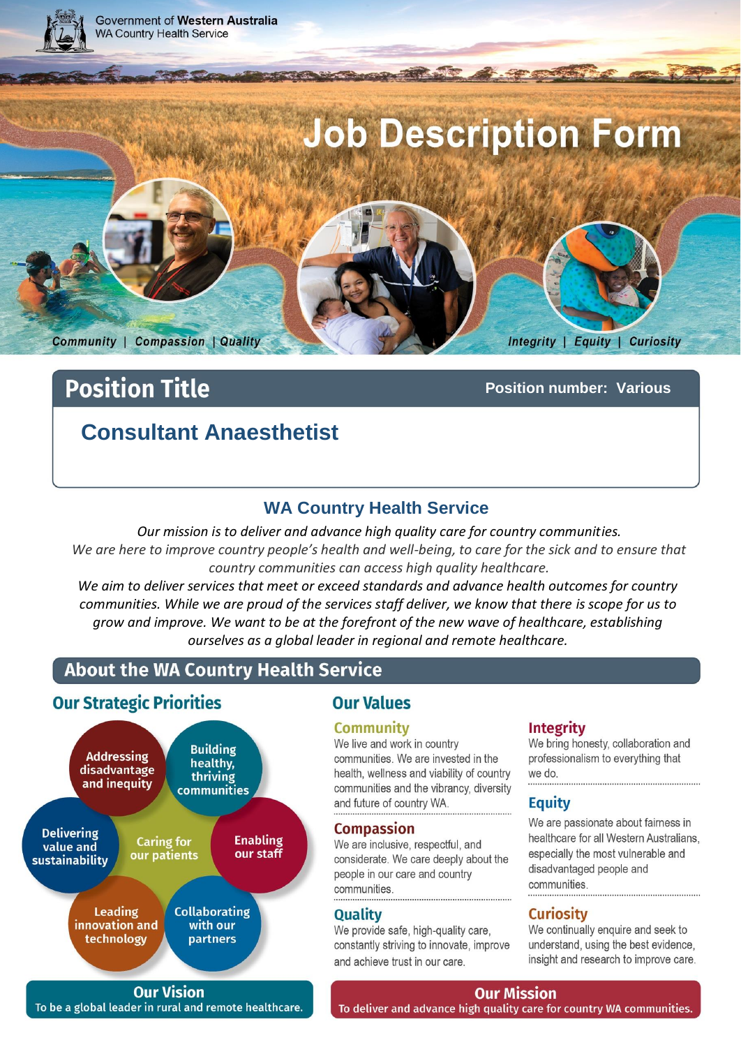Government of **Western Australia**
WA Country Health Service

# Job Description Form

*Community | Compassion | Quality* *Integrity | Equity | Curiosity*

## Position Title

**Position number: Various**

## Consultant Anaesthetist

### WA Country Health Service

*Our mission is to deliver and advance high quality care for country communities.*
*We are here to improve country people's health and well-being, to care for the sick and to ensure that country communities can access high quality healthcare.*
*We aim to deliver services that meet or exceed standards and advance health outcomes for country communities. While we are proud of the services staff deliver, we know that there is scope for us to grow and improve. We want to be at the forefront of the new wave of healthcare, establishing ourselves as a global leader in regional and remote healthcare.*

## About the WA Country Health Service

### Our Strategic Priorities

- Addressing disadvantage and inequity
- Building healthy, thriving communities
- Enabling our staff
- Collaborating with our partners
- Leading innovation and technology
- Delivering value and sustainability
- Caring for our patients

### Our Values

**Community**
We live and work in country communities. We are invested in the health, wellness and viability of country communities and the vibrancy, diversity and future of country WA.

**Compassion**
We are inclusive, respectful, and considerate. We care deeply about the people in our care and country communities.

**Quality**
We provide safe, high-quality care, constantly striving to innovate, improve and achieve trust in our care.

**Integrity**
We bring honesty, collaboration and professionalism to everything that we do.

**Equity**
We are passionate about fairness in healthcare for all Western Australians, especially the most vulnerable and disadvantaged people and communities.

**Curiosity**
We continually enquire and seek to understand, using the best evidence, insight and research to improve care.

**Our Vision**
To be a global leader in rural and remote healthcare.

**Our Mission**
To deliver and advance high quality care for country WA communities.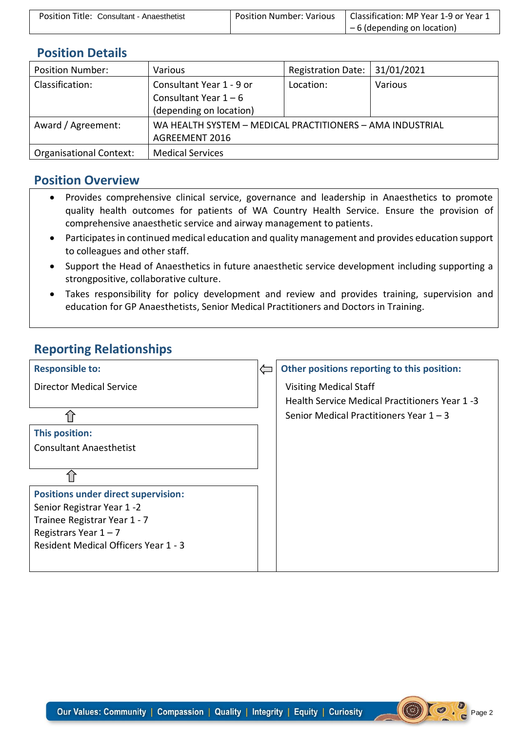| Position Title: Consultant - Anaesthetist | Position Number: Various | Classification: MP Year 1-9 or Year 1 – 6 (depending on location) |
|---|---|---|

## Position Details

| Position Number: | Various | Registration Date: | 31/01/2021 |
|---|---|---|---|
| Classification: | Consultant Year 1 - 9 or Consultant Year 1 – 6 (depending on location) | Location: | Various |
| Award / Agreement: | WA HEALTH SYSTEM – MEDICAL PRACTITIONERS – AMA INDUSTRIAL AGREEMENT 2016 | | |
| Organisational Context: | Medical Services | | |

## Position Overview

- Provides comprehensive clinical service, governance and leadership in Anaesthetics to promote quality health outcomes for patients of WA Country Health Service. Ensure the provision of comprehensive anaesthetic service and airway management to patients.
- Participates in continued medical education and quality management and provides education support to colleagues and other staff.
- Support the Head of Anaesthetics in future anaesthetic service development including supporting a strongpositive, collaborative culture.
- Takes responsibility for policy development and review and provides training, supervision and education for GP Anaesthetists, Senior Medical Practitioners and Doctors in Training.

## Reporting Relationships

**Responsible to:**

Director Medical Service

⇧

**This position:**

Consultant Anaesthetist

⇧

**Positions under direct supervision:**

Senior Registrar Year 1 -2
Trainee Registrar Year 1 - 7
Registrars Year 1 – 7
Resident Medical Officers Year 1 - 3

**Other positions reporting to this position:**

Visiting Medical Staff
Health Service Medical Practitioners Year 1 -3
Senior Medical Practitioners Year 1 – 3

Our Values: Community | Compassion | Quality | Integrity | Equity | Curiosity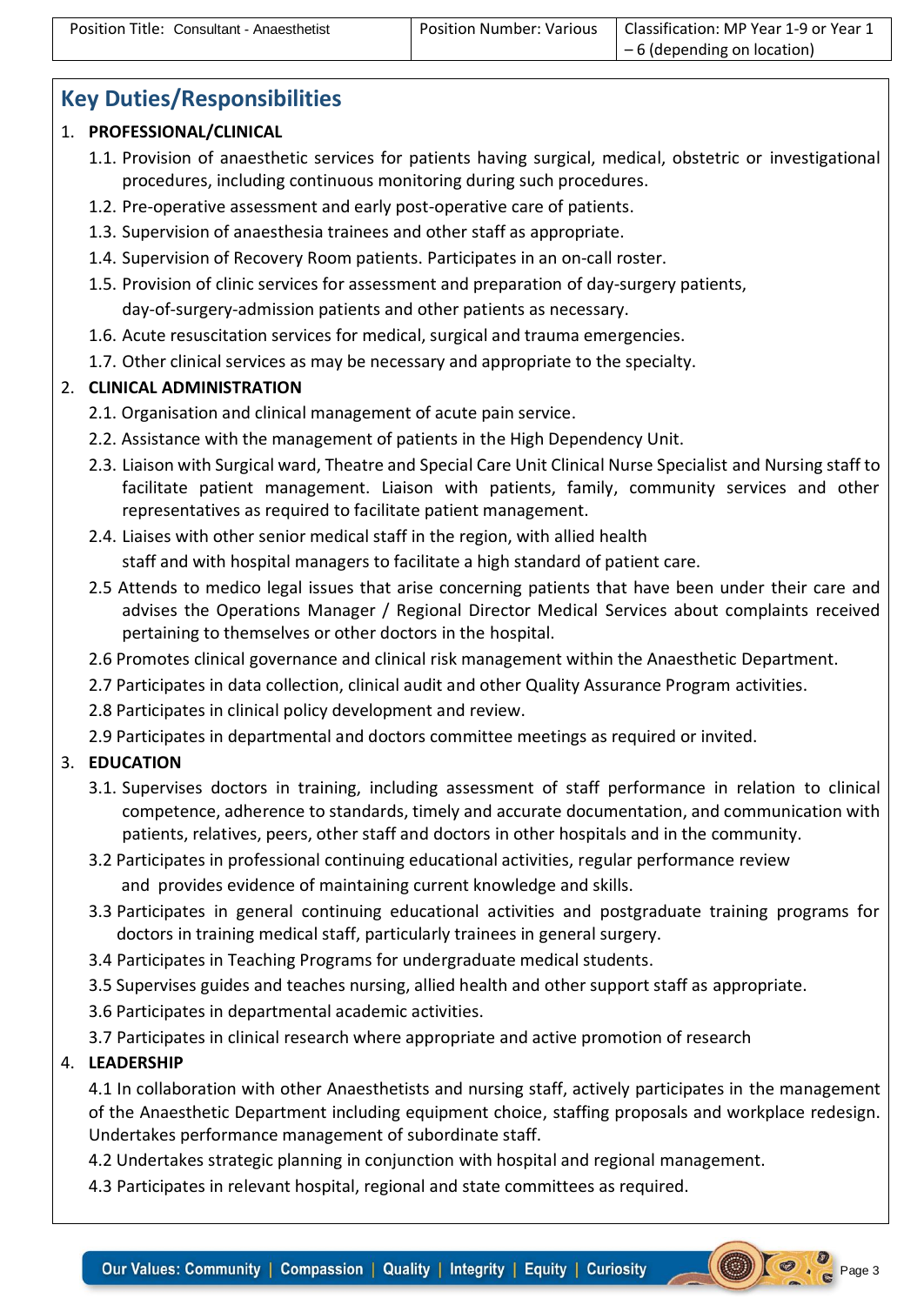| Position Title: Consultant - Anaesthetist | Position Number: Various | Classification: MP Year 1-9 or Year 1 – 6 (depending on location) |
|---|---|---|

## Key Duties/Responsibilities

1. **PROFESSIONAL/CLINICAL**
   1.1. Provision of anaesthetic services for patients having surgical, medical, obstetric or investigational procedures, including continuous monitoring during such procedures.
   1.2. Pre-operative assessment and early post-operative care of patients.
   1.3. Supervision of anaesthesia trainees and other staff as appropriate.
   1.4. Supervision of Recovery Room patients. Participates in an on-call roster.
   1.5. Provision of clinic services for assessment and preparation of day-surgery patients, day-of-surgery-admission patients and other patients as necessary.
   1.6. Acute resuscitation services for medical, surgical and trauma emergencies.
   1.7. Other clinical services as may be necessary and appropriate to the specialty.
2. **CLINICAL ADMINISTRATION**
   2.1. Organisation and clinical management of acute pain service.
   2.2. Assistance with the management of patients in the High Dependency Unit.
   2.3. Liaison with Surgical ward, Theatre and Special Care Unit Clinical Nurse Specialist and Nursing staff to facilitate patient management. Liaison with patients, family, community services and other representatives as required to facilitate patient management.
   2.4. Liaises with other senior medical staff in the region, with allied health staff and with hospital managers to facilitate a high standard of patient care.
   2.5 Attends to medico legal issues that arise concerning patients that have been under their care and advises the Operations Manager / Regional Director Medical Services about complaints received pertaining to themselves or other doctors in the hospital.
   2.6 Promotes clinical governance and clinical risk management within the Anaesthetic Department.
   2.7 Participates in data collection, clinical audit and other Quality Assurance Program activities.
   2.8 Participates in clinical policy development and review.
   2.9 Participates in departmental and doctors committee meetings as required or invited.
3. **EDUCATION**
   3.1. Supervises doctors in training, including assessment of staff performance in relation to clinical competence, adherence to standards, timely and accurate documentation, and communication with patients, relatives, peers, other staff and doctors in other hospitals and in the community.
   3.2 Participates in professional continuing educational activities, regular performance review and provides evidence of maintaining current knowledge and skills.
   3.3 Participates in general continuing educational activities and postgraduate training programs for doctors in training medical staff, particularly trainees in general surgery.
   3.4 Participates in Teaching Programs for undergraduate medical students.
   3.5 Supervises guides and teaches nursing, allied health and other support staff as appropriate.
   3.6 Participates in departmental academic activities.
   3.7 Participates in clinical research where appropriate and active promotion of research
4. **LEADERSHIP**
   4.1 In collaboration with other Anaesthetists and nursing staff, actively participates in the management of the Anaesthetic Department including equipment choice, staffing proposals and workplace redesign. Undertakes performance management of subordinate staff.
   4.2 Undertakes strategic planning in conjunction with hospital and regional management.
   4.3 Participates in relevant hospital, regional and state committees as required.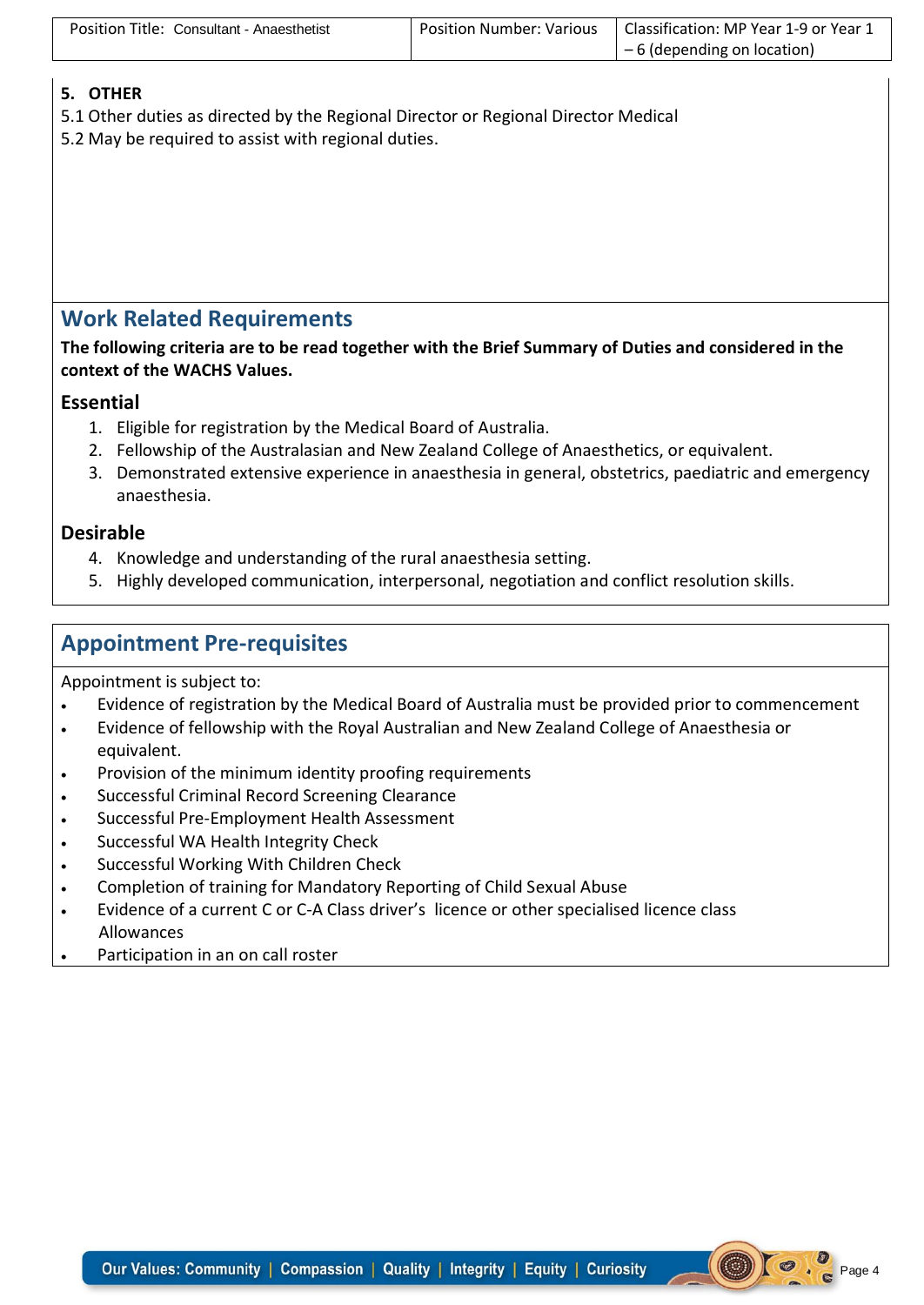## 5. OTHER

5.1 Other duties as directed by the Regional Director or Regional Director Medical
5.2 May be required to assist with regional duties.

## Work Related Requirements

**The following criteria are to be read together with the Brief Summary of Duties and considered in the context of the WACHS Values.**

### Essential

1. Eligible for registration by the Medical Board of Australia.
2. Fellowship of the Australasian and New Zealand College of Anaesthetics, or equivalent.
3. Demonstrated extensive experience in anaesthesia in general, obstetrics, paediatric and emergency anaesthesia.

### Desirable

4. Knowledge and understanding of the rural anaesthesia setting.
5. Highly developed communication, interpersonal, negotiation and conflict resolution skills.

## Appointment Pre-requisites

Appointment is subject to:

- Evidence of registration by the Medical Board of Australia must be provided prior to commencement
- Evidence of fellowship with the Royal Australian and New Zealand College of Anaesthesia or equivalent.
- Provision of the minimum identity proofing requirements
- Successful Criminal Record Screening Clearance
- Successful Pre-Employment Health Assessment
- Successful WA Health Integrity Check
- Successful Working With Children Check
- Completion of training for Mandatory Reporting of Child Sexual Abuse
- Evidence of a current C or C-A Class driver's licence or other specialised licence class Allowances
- Participation in an on call roster